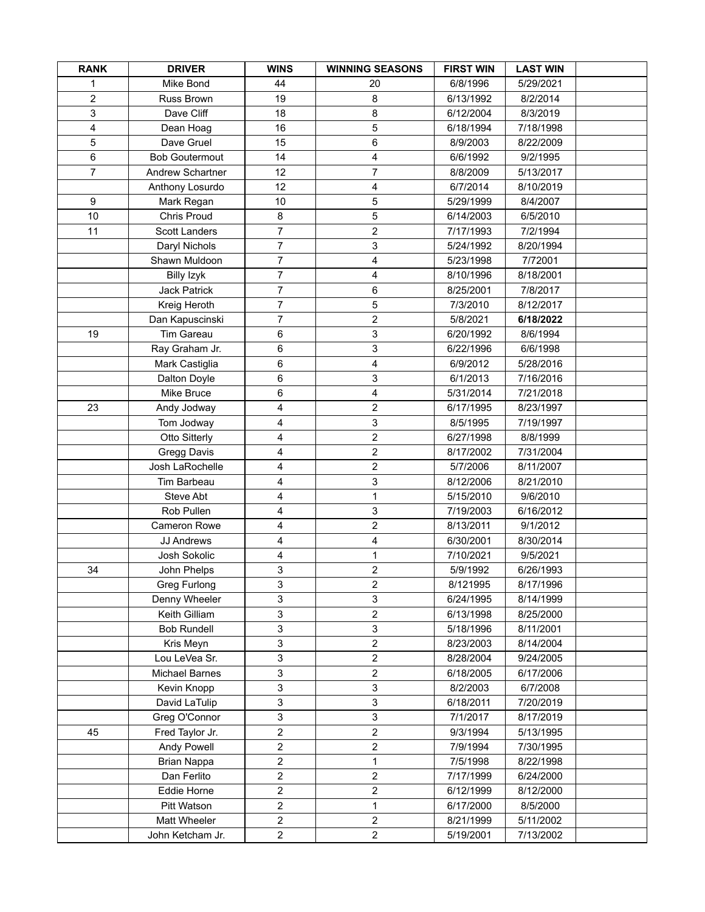| RANK | DRIVER | WINS | WINNING SEASONS | FIRST WIN | LAST WIN | |
|---|---|---|---|---|---|---|
| 1 | Mike Bond | 44 | 20 | 6/8/1996 | 5/29/2021 | |
| 2 | Russ Brown | 19 | 8 | 6/13/1992 | 8/2/2014 | |
| 3 | Dave Cliff | 18 | 8 | 6/12/2004 | 8/3/2019 | |
| 4 | Dean Hoag | 16 | 5 | 6/18/1994 | 7/18/1998 | |
| 5 | Dave Gruel | 15 | 6 | 8/9/2003 | 8/22/2009 | |
| 6 | Bob Goutermout | 14 | 4 | 6/6/1992 | 9/2/1995 | |
| 7 | Andrew Schartner | 12 | 7 | 8/8/2009 | 5/13/2017 | |
| | Anthony Losurdo | 12 | 4 | 6/7/2014 | 8/10/2019 | |
| 9 | Mark Regan | 10 | 5 | 5/29/1999 | 8/4/2007 | |
| 10 | Chris Proud | 8 | 5 | 6/14/2003 | 6/5/2010 | |
| 11 | Scott Landers | 7 | 2 | 7/17/1993 | 7/2/1994 | |
| | Daryl Nichols | 7 | 3 | 5/24/1992 | 8/20/1994 | |
| | Shawn Muldoon | 7 | 4 | 5/23/1998 | 7/72001 | |
| | Billy Izyk | 7 | 4 | 8/10/1996 | 8/18/2001 | |
| | Jack Patrick | 7 | 6 | 8/25/2001 | 7/8/2017 | |
| | Kreig Heroth | 7 | 5 | 7/3/2010 | 8/12/2017 | |
| | Dan Kapuscinski | 7 | 2 | 5/8/2021 | **6/18/2022** | |
| 19 | Tim Gareau | 6 | 3 | 6/20/1992 | 8/6/1994 | |
| | Ray Graham Jr. | 6 | 3 | 6/22/1996 | 6/6/1998 | |
| | Mark Castiglia | 6 | 4 | 6/9/2012 | 5/28/2016 | |
| | Dalton Doyle | 6 | 3 | 6/1/2013 | 7/16/2016 | |
| | Mike Bruce | 6 | 4 | 5/31/2014 | 7/21/2018 | |
| 23 | Andy Jodway | 4 | 2 | 6/17/1995 | 8/23/1997 | |
| | Tom Jodway | 4 | 3 | 8/5/1995 | 7/19/1997 | |
| | Otto Sitterly | 4 | 2 | 6/27/1998 | 8/8/1999 | |
| | Gregg Davis | 4 | 2 | 8/17/2002 | 7/31/2004 | |
| | Josh LaRochelle | 4 | 2 | 5/7/2006 | 8/11/2007 | |
| | Tim Barbeau | 4 | 3 | 8/12/2006 | 8/21/2010 | |
| | Steve Abt | 4 | 1 | 5/15/2010 | 9/6/2010 | |
| | Rob Pullen | 4 | 3 | 7/19/2003 | 6/16/2012 | |
| | Cameron Rowe | 4 | 2 | 8/13/2011 | 9/1/2012 | |
| | JJ Andrews | 4 | 4 | 6/30/2001 | 8/30/2014 | |
| | Josh Sokolic | 4 | 1 | 7/10/2021 | 9/5/2021 | |
| 34 | John Phelps | 3 | 2 | 5/9/1992 | 6/26/1993 | |
| | Greg Furlong | 3 | 2 | 8/121995 | 8/17/1996 | |
| | Denny Wheeler | 3 | 3 | 6/24/1995 | 8/14/1999 | |
| | Keith Gilliam | 3 | 2 | 6/13/1998 | 8/25/2000 | |
| | Bob Rundell | 3 | 3 | 5/18/1996 | 8/11/2001 | |
| | Kris Meyn | 3 | 2 | 8/23/2003 | 8/14/2004 | |
| | Lou LeVea Sr. | 3 | 2 | 8/28/2004 | 9/24/2005 | |
| | Michael Barnes | 3 | 2 | 6/18/2005 | 6/17/2006 | |
| | Kevin Knopp | 3 | 3 | 8/2/2003 | 6/7/2008 | |
| | David LaTulip | 3 | 3 | 6/18/2011 | 7/20/2019 | |
| | Greg O'Connor | 3 | 3 | 7/1/2017 | 8/17/2019 | |
| 45 | Fred Taylor Jr. | 2 | 2 | 9/3/1994 | 5/13/1995 | |
| | Andy Powell | 2 | 2 | 7/9/1994 | 7/30/1995 | |
| | Brian Nappa | 2 | 1 | 7/5/1998 | 8/22/1998 | |
| | Dan Ferlito | 2 | 2 | 7/17/1999 | 6/24/2000 | |
| | Eddie Horne | 2 | 2 | 6/12/1999 | 8/12/2000 | |
| | Pitt Watson | 2 | 1 | 6/17/2000 | 8/5/2000 | |
| | Matt Wheeler | 2 | 2 | 8/21/1999 | 5/11/2002 | |
| | John Ketcham Jr. | 2 | 2 | 5/19/2001 | 7/13/2002 | |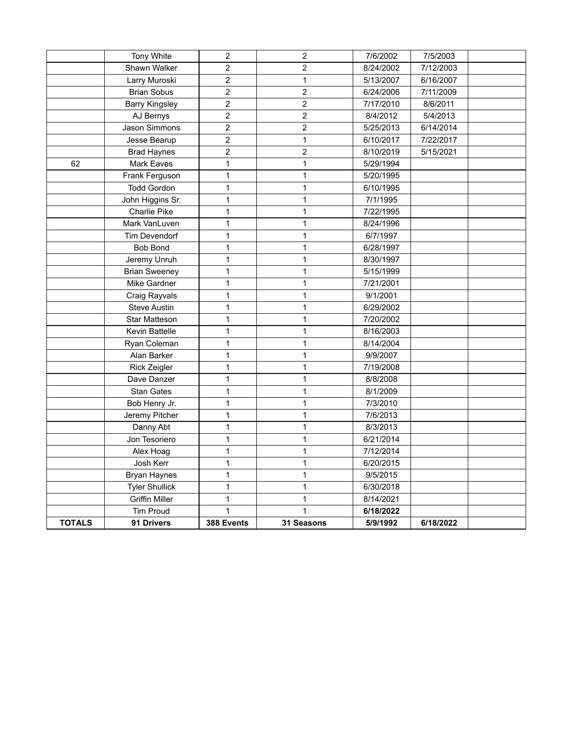| | | | | | | |
|---|---|---|---|---|---|---|
| | Tony White | 2 | 2 | 7/6/2002 | 7/5/2003 | |
| | Shawn Walker | 2 | 2 | 8/24/2002 | 7/12/2003 | |
| | Larry Muroski | 2 | 1 | 5/13/2007 | 6/16/2007 | |
| | Brian Sobus | 2 | 2 | 6/24/2006 | 7/11/2009 | |
| | Barry Kingsley | 2 | 2 | 7/17/2010 | 8/6/2011 | |
| | AJ Bernys | 2 | 2 | 8/4/2012 | 5/4/2013 | |
| | Jason Simmons | 2 | 2 | 5/25/2013 | 6/14/2014 | |
| | Jesse Bearup | 2 | 1 | 6/10/2017 | 7/22/2017 | |
| | Brad Haynes | 2 | 2 | 8/10/2019 | 5/15/2021 | |
| 62 | Mark Eaves | 1 | 1 | 5/29/1994 | | |
| | Frank Ferguson | 1 | 1 | 5/20/1995 | | |
| | Todd Gordon | 1 | 1 | 6/10/1995 | | |
| | John Higgins Sr. | 1 | 1 | 7/1/1995 | | |
| | Charlie Pike | 1 | 1 | 7/22/1995 | | |
| | Mark VanLuven | 1 | 1 | 8/24/1996 | | |
| | Tim Devendorf | 1 | 1 | 6/7/1997 | | |
| | Bob Bond | 1 | 1 | 6/28/1997 | | |
| | Jeremy Unruh | 1 | 1 | 8/30/1997 | | |
| | Brian Sweeney | 1 | 1 | 5/15/1999 | | |
| | Mike Gardner | 1 | 1 | 7/21/2001 | | |
| | Craig Rayvals | 1 | 1 | 9/1/2001 | | |
| | Steve Austin | 1 | 1 | 6/29/2002 | | |
| | Star Matteson | 1 | 1 | 7/20/2002 | | |
| | Kevin Battelle | 1 | 1 | 8/16/2003 | | |
| | Ryan Coleman | 1 | 1 | 8/14/2004 | | |
| | Alan Barker | 1 | 1 | 9/9/2007 | | |
| | Rick Zeigler | 1 | 1 | 7/19/2008 | | |
| | Dave Danzer | 1 | 1 | 8/8/2008 | | |
| | Stan Gates | 1 | 1 | 8/1/2009 | | |
| | Bob Henry Jr. | 1 | 1 | 7/3/2010 | | |
| | Jeremy Pitcher | 1 | 1 | 7/6/2013 | | |
| | Danny Abt | 1 | 1 | 8/3/2013 | | |
| | Jon Tesoriero | 1 | 1 | 6/21/2014 | | |
| | Alex Hoag | 1 | 1 | 7/12/2014 | | |
| | Josh Kerr | 1 | 1 | 6/20/2015 | | |
| | Bryan Haynes | 1 | 1 | 9/5/2015 | | |
| | Tyler Shullick | 1 | 1 | 6/30/2018 | | |
| | Griffin Miller | 1 | 1 | 8/14/2021 | | |
| | Tim Proud | 1 | 1 | **6/18/2022** | | |
| **TOTALS** | **91 Drivers** | **388 Events** | **31 Seasons** | **5/9/1992** | **6/18/2022** | |